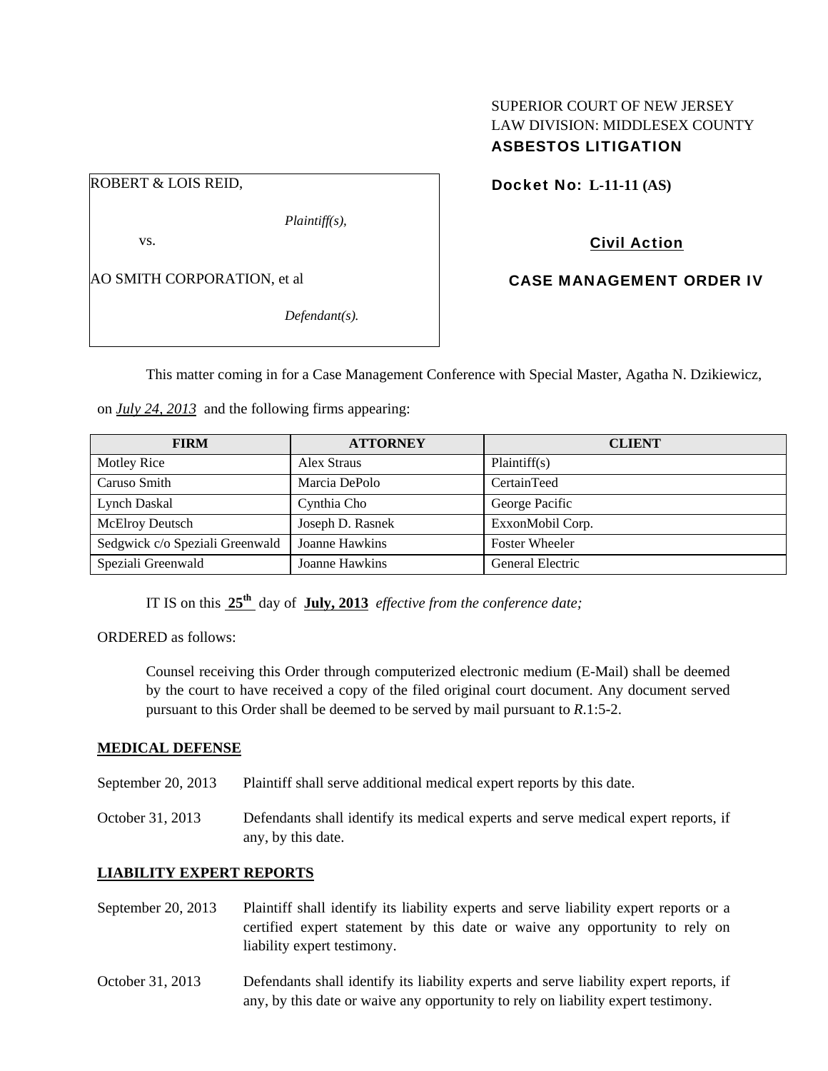SUPERIOR COURT OF NEW JERSEY
LAW DIVISION: MIDDLESEX COUNTY
**ASBESTOS LITIGATION**

ROBERT & LOIS REID,

*Plaintiff(s),*

vs.

AO SMITH CORPORATION, et al

*Defendant(s).*

**Docket No: L-11-11 (AS)**

**Civil Action**

**CASE MANAGEMENT ORDER IV**

This matter coming in for a Case Management Conference with Special Master, Agatha N. Dzikiewicz, on ***July 24, 2013*** and the following firms appearing:

| FIRM | ATTORNEY | CLIENT |
|---|---|---|
| Motley Rice | Alex Straus | Plaintiff(s) |
| Caruso Smith | Marcia DePolo | CertainTeed |
| Lynch Daskal | Cynthia Cho | George Pacific |
| McElroy Deutsch | Joseph D. Rasnek | ExxonMobil Corp. |
| Sedgwick c/o Speziali Greenwald | Joanne Hawkins | Foster Wheeler |
| Speziali Greenwald | Joanne Hawkins | General Electric |

IT IS on this **25th** day of **July, 2013** *effective from the conference date;*

ORDERED as follows:

Counsel receiving this Order through computerized electronic medium (E-Mail) shall be deemed by the court to have received a copy of the filed original court document. Any document served pursuant to this Order shall be deemed to be served by mail pursuant to *R*.1:5-2.

**MEDICAL DEFENSE**

September 20, 2013 — Plaintiff shall serve additional medical expert reports by this date.

October 31, 2013 — Defendants shall identify its medical experts and serve medical expert reports, if any, by this date.

**LIABILITY EXPERT REPORTS**

September 20, 2013 — Plaintiff shall identify its liability experts and serve liability expert reports or a certified expert statement by this date or waive any opportunity to rely on liability expert testimony.

October 31, 2013 — Defendants shall identify its liability experts and serve liability expert reports, if any, by this date or waive any opportunity to rely on liability expert testimony.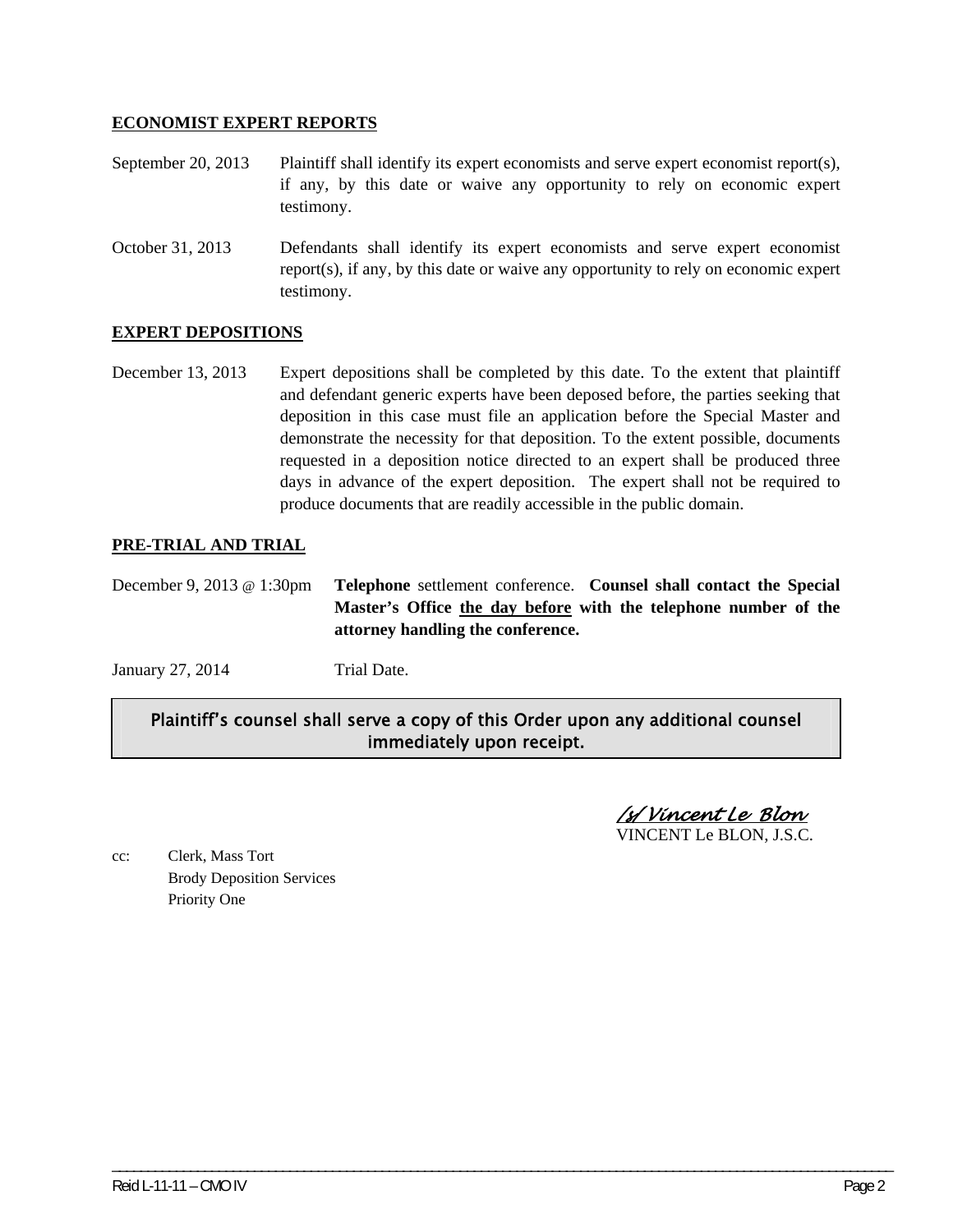**ECONOMIST EXPERT REPORTS**

| | |
|---|---|
| September 20, 2013 | Plaintiff shall identify its expert economists and serve expert economist report(s), if any, by this date or waive any opportunity to rely on economic expert testimony. |
| October 31, 2013 | Defendants shall identify its expert economists and serve expert economist report(s), if any, by this date or waive any opportunity to rely on economic expert testimony. |

**EXPERT DEPOSITIONS**

| | |
|---|---|
| December 13, 2013 | Expert depositions shall be completed by this date. To the extent that plaintiff and defendant generic experts have been deposed before, the parties seeking that deposition in this case must file an application before the Special Master and demonstrate the necessity for that deposition. To the extent possible, documents requested in a deposition notice directed to an expert shall be produced three days in advance of the expert deposition. The expert shall not be required to produce documents that are readily accessible in the public domain. |

**PRE-TRIAL AND TRIAL**

| | |
|---|---|
| December 9, 2013 @ 1:30pm | **Telephone** settlement conference. **Counsel shall contact the Special Master's Office the day before with the telephone number of the attorney handling the conference.** |
| January 27, 2014 | Trial Date. |

**Plaintiff's counsel shall serve a copy of this Order upon any additional counsel immediately upon receipt.**

/s/ Vincent Le Blon
VINCENT Le BLON, J.S.C.

cc: Clerk, Mass Tort
Brody Deposition Services
Priority One